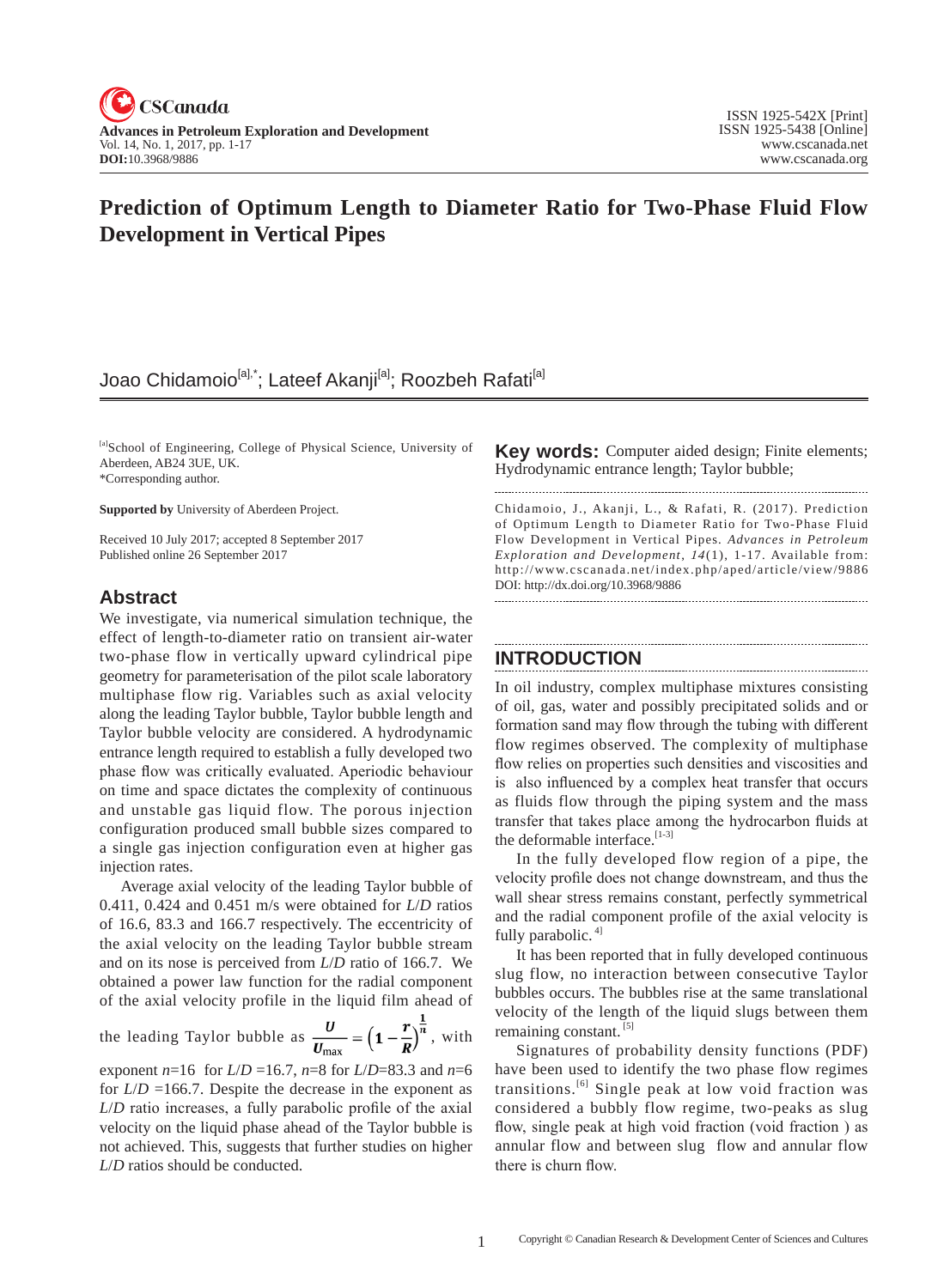# Prediction of Optimum Length to Diameter Ratio for Two-Phase Fluid Flow Development in Vertical Pipes

Joao Chidamoio[a],*; Lateef Akanji[a]; Roozbeh Rafati[a]

[a]School of Engineering, College of Physical Science, University of Aberdeen, AB24 3UE, UK.
*Corresponding author.

**Supported by** University of Aberdeen Project.

Received 10 July 2017; accepted 8 September 2017
Published online 26 September 2017

## Abstract

We investigate, via numerical simulation technique, the effect of length-to-diameter ratio on transient air-water two-phase flow in vertically upward cylindrical pipe geometry for parameterisation of the pilot scale laboratory multiphase flow rig. Variables such as axial velocity along the leading Taylor bubble, Taylor bubble length and Taylor bubble velocity are considered. A hydrodynamic entrance length required to establish a fully developed two phase flow was critically evaluated. Aperiodic behaviour on time and space dictates the complexity of continuous and unstable gas liquid flow. The porous injection configuration produced small bubble sizes compared to a single gas injection configuration even at higher gas injection rates.

Average axial velocity of the leading Taylor bubble of 0.411, 0.424 and 0.451 m/s were obtained for *L*/*D* ratios of 16.6, 83.3 and 166.7 respectively. The eccentricity of the axial velocity on the leading Taylor bubble stream and on its nose is perceived from *L*/*D* ratio of 166.7. We obtained a power law function for the radial component of the axial velocity profile in the liquid film ahead of the leading Taylor bubble as $\frac{U}{U_{\max}} = \left(1-\frac{r}{R}\right)^{\frac{1}{n}}$, with exponent $n$=16 for *L*/*D* =16.7, $n$=8 for *L*/*D*=83.3 and $n$=6 for *L*/*D* =166.7. Despite the decrease in the exponent as *L*/*D* ratio increases, a fully parabolic profile of the axial velocity on the liquid phase ahead of the Taylor bubble is not achieved. This, suggests that further studies on higher *L*/*D* ratios should be conducted.

**Key words:** Computer aided design; Finite elements; Hydrodynamic entrance length; Taylor bubble;

Chidamoio, J., Akanji, L., & Rafati, R. (2017). Prediction of Optimum Length to Diameter Ratio for Two-Phase Fluid Flow Development in Vertical Pipes. *Advances in Petroleum Exploration and Development*, *14*(1), 1-17. Available from: http://www.cscanada.net/index.php/aped/article/view/9886
DOI: http://dx.doi.org/10.3968/9886

## INTRODUCTION

In oil industry, complex multiphase mixtures consisting of oil, gas, water and possibly precipitated solids and or formation sand may flow through the tubing with different flow regimes observed. The complexity of multiphase flow relies on properties such densities and viscosities and is also influenced by a complex heat transfer that occurs as fluids flow through the piping system and the mass transfer that takes place among the hydrocarbon fluids at the deformable interface.[1-3]

In the fully developed flow region of a pipe, the velocity profile does not change downstream, and thus the wall shear stress remains constant, perfectly symmetrical and the radial component profile of the axial velocity is fully parabolic.[4]

It has been reported that in fully developed continuous slug flow, no interaction between consecutive Taylor bubbles occurs. The bubbles rise at the same translational velocity of the length of the liquid slugs between them remaining constant.[5]

Signatures of probability density functions (PDF) have been used to identify the two phase flow regimes transitions.[6] Single peak at low void fraction was considered a bubbly flow regime, two-peaks as slug flow, single peak at high void fraction (void fraction ) as annular flow and between slug flow and annular flow there is churn flow.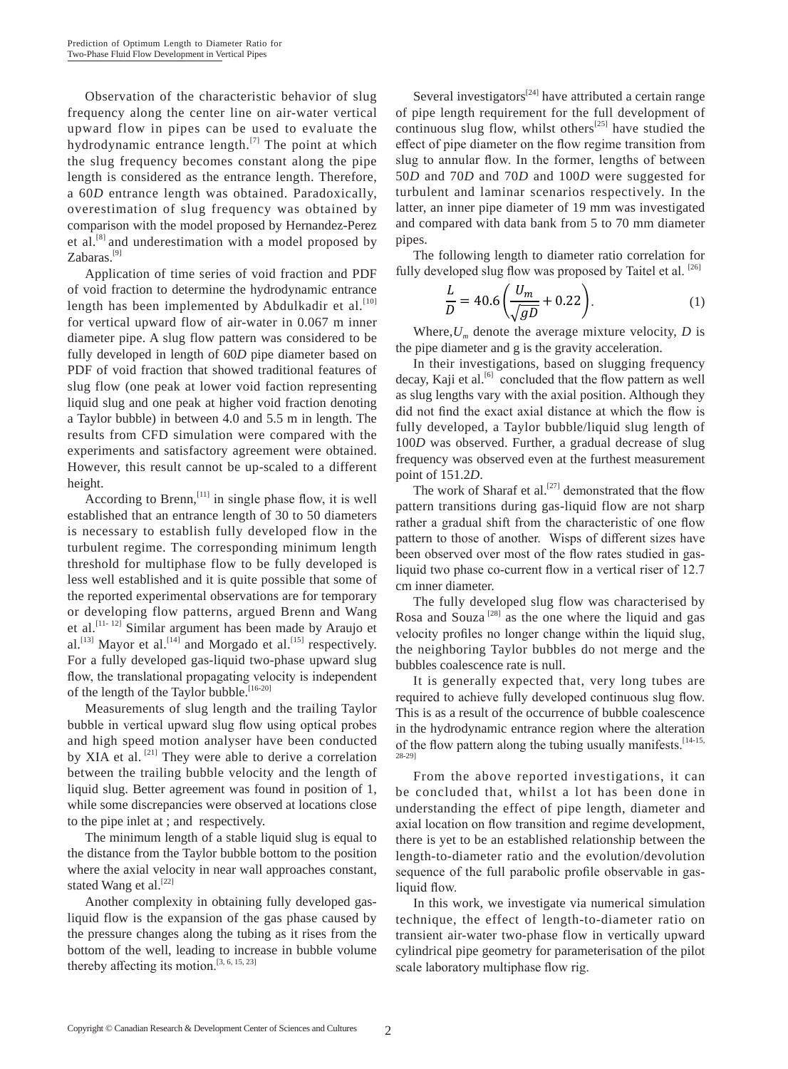Observation of the characteristic behavior of slug frequency along the center line on air-water vertical upward flow in pipes can be used to evaluate the hydrodynamic entrance length.[7] The point at which the slug frequency becomes constant along the pipe length is considered as the entrance length. Therefore, a 60*D* entrance length was obtained. Paradoxically, overestimation of slug frequency was obtained by comparison with the model proposed by Hernandez-Perez et al.[8] and underestimation with a model proposed by Zabaras.[9]

Application of time series of void fraction and PDF of void fraction to determine the hydrodynamic entrance length has been implemented by Abdulkadir et al.[10] for vertical upward flow of air-water in 0.067 m inner diameter pipe. A slug flow pattern was considered to be fully developed in length of 60*D* pipe diameter based on PDF of void fraction that showed traditional features of slug flow (one peak at lower void faction representing liquid slug and one peak at higher void fraction denoting a Taylor bubble) in between 4.0 and 5.5 m in length. The results from CFD simulation were compared with the experiments and satisfactory agreement were obtained. However, this result cannot be up-scaled to a different height.

According to Brenn,[11] in single phase flow, it is well established that an entrance length of 30 to 50 diameters is necessary to establish fully developed flow in the turbulent regime. The corresponding minimum length threshold for multiphase flow to be fully developed is less well established and it is quite possible that some of the reported experimental observations are for temporary or developing flow patterns, argued Brenn and Wang et al.[11- 12] Similar argument has been made by Araujo et al.[13] Mayor et al.[14] and Morgado et al.[15] respectively. For a fully developed gas-liquid two-phase upward slug flow, the translational propagating velocity is independent of the length of the Taylor bubble.[16-20]

Measurements of slug length and the trailing Taylor bubble in vertical upward slug flow using optical probes and high speed motion analyser have been conducted by XIA et al. [21] They were able to derive a correlation between the trailing bubble velocity and the length of liquid slug. Better agreement was found in position of 1, while some discrepancies were observed at locations close to the pipe inlet at ; and respectively.

The minimum length of a stable liquid slug is equal to the distance from the Taylor bubble bottom to the position where the axial velocity in near wall approaches constant, stated Wang et al.[22]

Another complexity in obtaining fully developed gas-liquid flow is the expansion of the gas phase caused by the pressure changes along the tubing as it rises from the bottom of the well, leading to increase in bubble volume thereby affecting its motion.[3, 6, 15, 23]

Several investigators[24] have attributed a certain range of pipe length requirement for the full development of continuous slug flow, whilst others[25] have studied the effect of pipe diameter on the flow regime transition from slug to annular flow. In the former, lengths of between 50*D* and 70*D* and 70*D* and 100*D* were suggested for turbulent and laminar scenarios respectively. In the latter, an inner pipe diameter of 19 mm was investigated and compared with data bank from 5 to 70 mm diameter pipes.

The following length to diameter ratio correlation for fully developed slug flow was proposed by Taitel et al. [26]

$$\frac{L}{D} = 40.6\left(\frac{U_m}{\sqrt{gD}} + 0.22\right). \tag{1}$$

Where, $U_m$ denote the average mixture velocity, $D$ is the pipe diameter and g is the gravity acceleration.

In their investigations, based on slugging frequency decay, Kaji et al.[6] concluded that the flow pattern as well as slug lengths vary with the axial position. Although they did not find the exact axial distance at which the flow is fully developed, a Taylor bubble/liquid slug length of 100*D* was observed. Further, a gradual decrease of slug frequency was observed even at the furthest measurement point of 151.2*D*.

The work of Sharaf et al.[27] demonstrated that the flow pattern transitions during gas-liquid flow are not sharp rather a gradual shift from the characteristic of one flow pattern to those of another. Wisps of different sizes have been observed over most of the flow rates studied in gas-liquid two phase co-current flow in a vertical riser of 12.7 cm inner diameter.

The fully developed slug flow was characterised by Rosa and Souza [28] as the one where the liquid and gas velocity profiles no longer change within the liquid slug, the neighboring Taylor bubbles do not merge and the bubbles coalescence rate is null.

It is generally expected that, very long tubes are required to achieve fully developed continuous slug flow. This is as a result of the occurrence of bubble coalescence in the hydrodynamic entrance region where the alteration of the flow pattern along the tubing usually manifests.[14-15, 28-29]

From the above reported investigations, it can be concluded that, whilst a lot has been done in understanding the effect of pipe length, diameter and axial location on flow transition and regime development, there is yet to be an established relationship between the length-to-diameter ratio and the evolution/devolution sequence of the full parabolic profile observable in gas-liquid flow.

In this work, we investigate via numerical simulation technique, the effect of length-to-diameter ratio on transient air-water two-phase flow in vertically upward cylindrical pipe geometry for parameterisation of the pilot scale laboratory multiphase flow rig.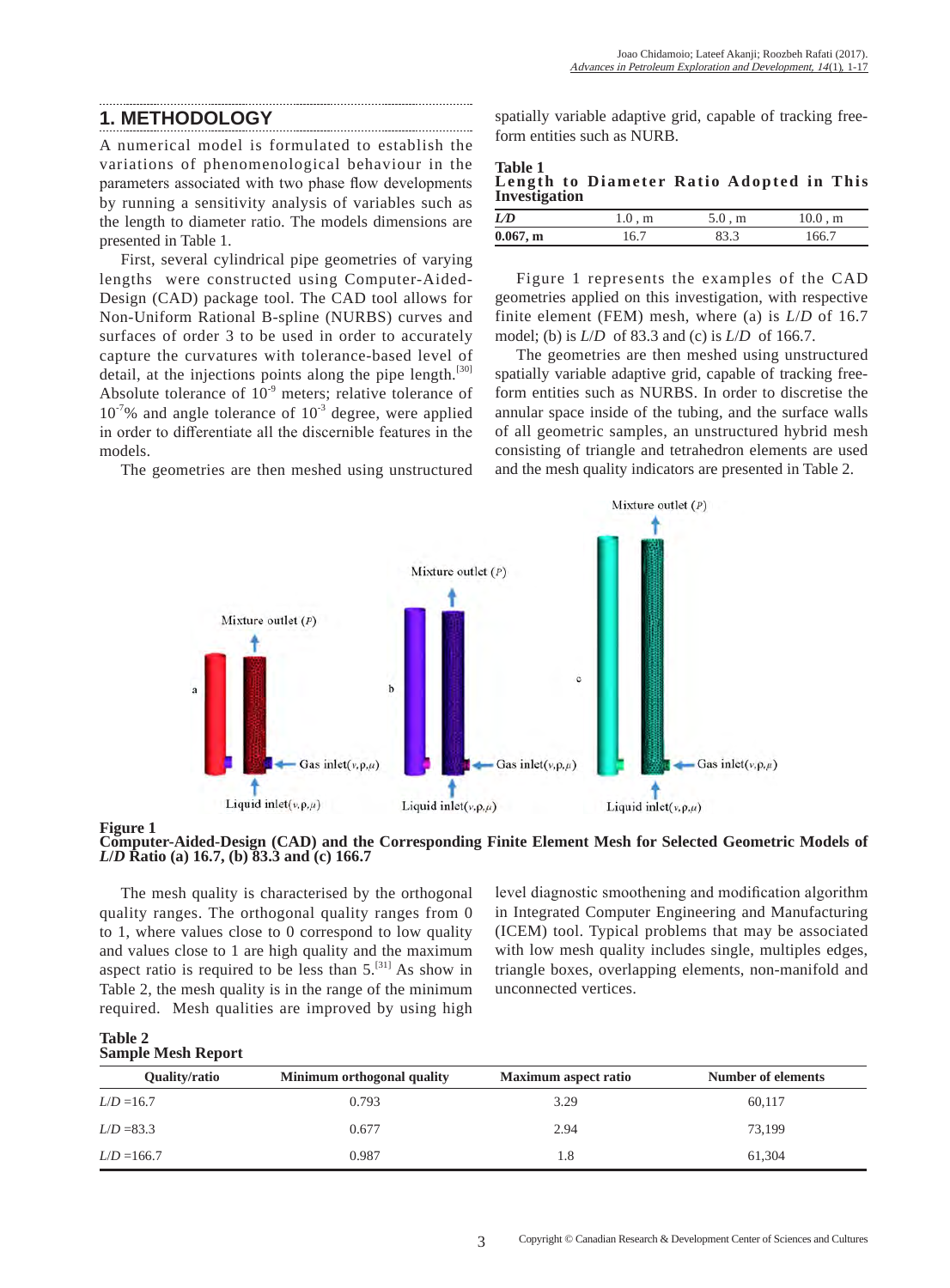## 1. METHODOLOGY

A numerical model is formulated to establish the variations of phenomenological behaviour in the parameters associated with two phase flow developments by running a sensitivity analysis of variables such as the length to diameter ratio. The models dimensions are presented in Table 1.

First, several cylindrical pipe geometries of varying lengths were constructed using Computer-Aided-Design (CAD) package tool. The CAD tool allows for Non-Uniform Rational B-spline (NURBS) curves and surfaces of order 3 to be used in order to accurately capture the curvatures with tolerance-based level of detail, at the injections points along the pipe length.[30] Absolute tolerance of $10^{-9}$ meters; relative tolerance of $10^{-7}$% and angle tolerance of $10^{-3}$ degree, were applied in order to differentiate all the discernible features in the models.

The geometries are then meshed using unstructured spatially variable adaptive grid, capable of tracking free-form entities such as NURB.

**Table 1**
**Length to Diameter Ratio Adopted in This Investigation**

| *L/D* | 1.0 , m | 5.0 , m | 10.0 , m |
|---|---|---|---|
| **0.067, m** | 16.7 | 83.3 | 166.7 |

Figure 1 represents the examples of the CAD geometries applied on this investigation, with respective finite element (FEM) mesh, where (a) is *L*/*D* of 16.7 model; (b) is *L*/*D* of 83.3 and (c) is *L*/*D* of 166.7.

The geometries are then meshed using unstructured spatially variable adaptive grid, capable of tracking free-form entities such as NURBS. In order to discretise the annular space inside of the tubing, and the surface walls of all geometric samples, an unstructured hybrid mesh consisting of triangle and tetrahedron elements are used and the mesh quality indicators are presented in Table 2.

**Figure 1**
**Computer-Aided-Design (CAD) and the Corresponding Finite Element Mesh for Selected Geometric Models of *L*/*D* Ratio (a) 16.7, (b) 83.3 and (c) 166.7**

The mesh quality is characterised by the orthogonal quality ranges. The orthogonal quality ranges from 0 to 1, where values close to 0 correspond to low quality and values close to 1 are high quality and the maximum aspect ratio is required to be less than 5.[31] As show in Table 2, the mesh quality is in the range of the minimum required. Mesh qualities are improved by using high level diagnostic smoothening and modification algorithm in Integrated Computer Engineering and Manufacturing (ICEM) tool. Typical problems that may be associated with low mesh quality includes single, multiples edges, triangle boxes, overlapping elements, non-manifold and unconnected vertices.

**Table 2**
**Sample Mesh Report**

| Quality/ratio | Minimum orthogonal quality | Maximum aspect ratio | Number of elements |
|---|---|---|---|
| *L*/*D* =16.7 | 0.793 | 3.29 | 60,117 |
| *L*/*D* =83.3 | 0.677 | 2.94 | 73,199 |
| *L*/*D* =166.7 | 0.987 | 1.8 | 61,304 |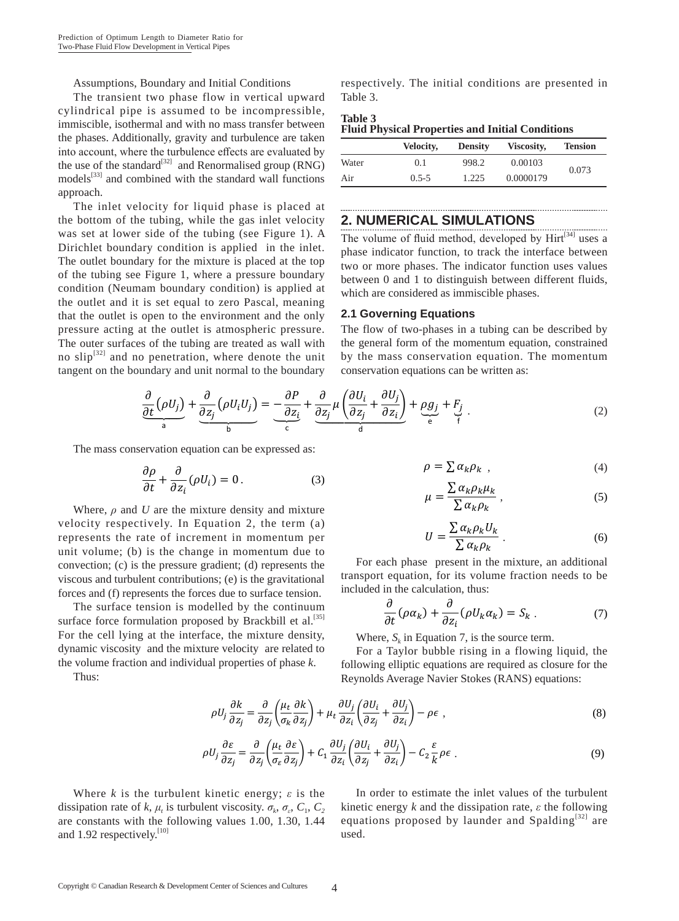Assumptions, Boundary and Initial Conditions

The transient two phase flow in vertical upward cylindrical pipe is assumed to be incompressible, immiscible, isothermal and with no mass transfer between the phases. Additionally, gravity and turbulence are taken into account, where the turbulence effects are evaluated by the use of the standard[32] and Renormalised group (RNG) models[33] and combined with the standard wall functions approach.

The inlet velocity for liquid phase is placed at the bottom of the tubing, while the gas inlet velocity was set at lower side of the tubing (see Figure 1). A Dirichlet boundary condition is applied in the inlet. The outlet boundary for the mixture is placed at the top of the tubing see Figure 1, where a pressure boundary condition (Neumam boundary condition) is applied at the outlet and it is set equal to zero Pascal, meaning that the outlet is open to the environment and the only pressure acting at the outlet is atmospheric pressure. The outer surfaces of the tubing are treated as wall with no slip[32] and no penetration, where denote the unit tangent on the boundary and unit normal to the boundary respectively. The initial conditions are presented in Table 3.

**Table 3**
**Fluid Physical Properties and Initial Conditions**

| | Velocity, | Density | Viscosity, | Tension |
|---|---|---|---|---|
| Water | 0.1 | 998.2 | 0.00103 | 0.073 |
| Air | 0.5-5 | 1.225 | 0.0000179 | |

## 2. NUMERICAL SIMULATIONS

The volume of fluid method, developed by Hirt[34] uses a phase indicator function, to track the interface between two or more phases. The indicator function uses values between 0 and 1 to distinguish between different fluids, which are considered as immiscible phases.

### 2.1 Governing Equations

The flow of two-phases in a tubing can be described by the general form of the momentum equation, constrained by the mass conservation equation. The momentum conservation equations can be written as:

$$\underbrace{\frac{\partial}{\partial t}\left(\rho U_j\right)}_{a} + \underbrace{\frac{\partial}{\partial z_j}\left(\rho U_i U_j\right)}_{b} = \underbrace{-\frac{\partial P}{\partial z_i}}_{c} + \underbrace{\frac{\partial}{\partial z_j}\mu\left(\frac{\partial U_i}{\partial z_j} + \frac{\partial U_j}{\partial z_i}\right)}_{d} + \underbrace{\rho g_j}_{e} + \underbrace{F_j}_{f} \;. \tag{2}$$

The mass conservation equation can be expressed as:

$$\frac{\partial \rho}{\partial t} + \frac{\partial}{\partial z_i}(\rho U_i) = 0 \,. \tag{3}$$

Where, $\rho$ and $U$ are the mixture density and mixture velocity respectively. In Equation 2, the term (a) represents the rate of increment in momentum per unit volume; (b) is the change in momentum due to convection; (c) is the pressure gradient; (d) represents the viscous and turbulent contributions; (e) is the gravitational forces and (f) represents the forces due to surface tension.

The surface tension is modelled by the continuum surface force formulation proposed by Brackbill et al.[35] For the cell lying at the interface, the mixture density, dynamic viscosity and the mixture velocity are related to the volume fraction and individual properties of phase *k*.

Thus:

$$\rho = \sum \alpha_k \rho_k \;, \tag{4}$$

$$\mu = \frac{\sum \alpha_k \rho_k \mu_k}{\sum \alpha_k \rho_k} \;, \tag{5}$$

$$U = \frac{\sum \alpha_k \rho_k U_k}{\sum \alpha_k \rho_k} \;. \tag{6}$$

For each phase present in the mixture, an additional transport equation, for its volume fraction needs to be included in the calculation, thus:

$$\frac{\partial}{\partial t}(\rho \alpha_k) + \frac{\partial}{\partial z_i}(\rho U_k \alpha_k) = S_k \;. \tag{7}$$

Where, $S_k$ in Equation 7, is the source term.

For a Taylor bubble rising in a flowing liquid, the following elliptic equations are required as closure for the Reynolds Average Navier Stokes (RANS) equations:

$$\rho U_j \frac{\partial k}{\partial z_j} = \frac{\partial}{\partial z_j}\left(\frac{\mu_t}{\sigma_k}\frac{\partial k}{\partial z_j}\right) + \mu_t \frac{\partial U_j}{\partial z_i}\left(\frac{\partial U_i}{\partial z_j} + \frac{\partial U_j}{\partial z_i}\right) - \rho\epsilon \;, \tag{8}$$

$$\rho U_j \frac{\partial \varepsilon}{\partial z_j} = \frac{\partial}{\partial z_j}\left(\frac{\mu_t}{\sigma_\varepsilon}\frac{\partial \varepsilon}{\partial z_j}\right) + C_1 \frac{\partial U_j}{\partial z_i}\left(\frac{\partial U_i}{\partial z_j} + \frac{\partial U_j}{\partial z_i}\right) - C_2 \frac{\varepsilon}{k}\rho\epsilon \;. \tag{9}$$

Where $k$ is the turbulent kinetic energy; $\varepsilon$ is the dissipation rate of $k$, $\mu_t$ is turbulent viscosity. $\sigma_k$, $\sigma_\varepsilon$, $C_1$, $C_2$ are constants with the following values 1.00, 1.30, 1.44 and 1.92 respectively.[10]

In order to estimate the inlet values of the turbulent kinetic energy $k$ and the dissipation rate, $\varepsilon$ the following equations proposed by launder and Spalding[32] are used.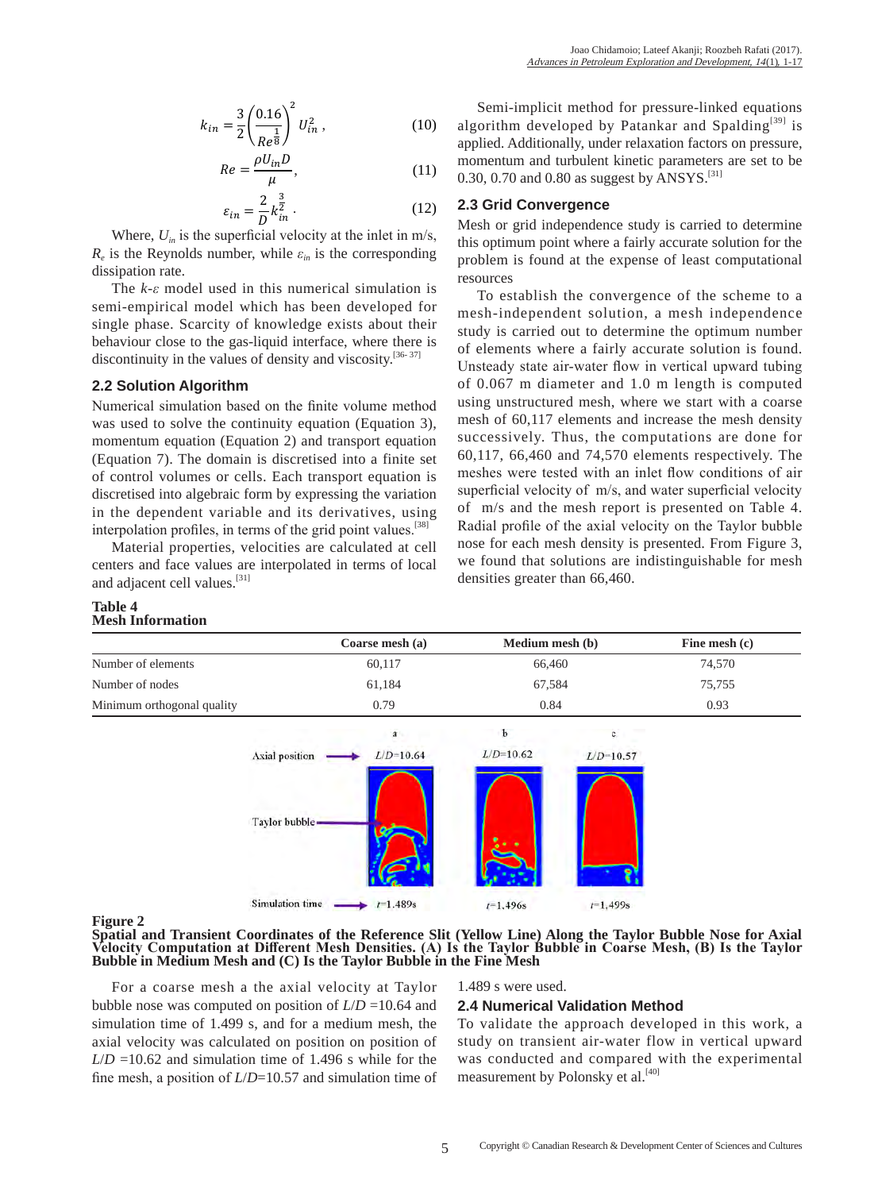$$k_{in} = \frac{3}{2}\left(\frac{0.16}{Re^{\frac{1}{8}}}\right)^2 U_{in}^2\,, \tag{10}$$

$$Re = \frac{\rho U_{in} D}{\mu}, \tag{11}$$

$$\varepsilon_{in} = \frac{2}{D} k_{in}^{\frac{3}{2}}\,. \tag{12}$$

Where, $U_{in}$ is the superficial velocity at the inlet in m/s, $R_e$ is the Reynolds number, while $\varepsilon_{in}$ is the corresponding dissipation rate.

The *k-ε* model used in this numerical simulation is semi-empirical model which has been developed for single phase. Scarcity of knowledge exists about their behaviour close to the gas-liquid interface, where there is discontinuity in the values of density and viscosity.[36-37]

## 2.2 Solution Algorithm

Numerical simulation based on the finite volume method was used to solve the continuity equation (Equation 3), momentum equation (Equation 2) and transport equation (Equation 7). The domain is discretised into a finite set of control volumes or cells. Each transport equation is discretised into algebraic form by expressing the variation in the dependent variable and its derivatives, using interpolation profiles, in terms of the grid point values.[38]

Material properties, velocities are calculated at cell centers and face values are interpolated in terms of local and adjacent cell values.[31]

Semi-implicit method for pressure-linked equations algorithm developed by Patankar and Spalding[39] is applied. Additionally, under relaxation factors on pressure, momentum and turbulent kinetic parameters are set to be 0.30, 0.70 and 0.80 as suggest by ANSYS.[31]

## 2.3 Grid Convergence

Mesh or grid independence study is carried to determine this optimum point where a fairly accurate solution for the problem is found at the expense of least computational resources

To establish the convergence of the scheme to a mesh-independent solution, a mesh independence study is carried out to determine the optimum number of elements where a fairly accurate solution is found. Unsteady state air-water flow in vertical upward tubing of 0.067 m diameter and 1.0 m length is computed using unstructured mesh, where we start with a coarse mesh of 60,117 elements and increase the mesh density successively. Thus, the computations are done for 60,117, 66,460 and 74,570 elements respectively. The meshes were tested with an inlet flow conditions of air superficial velocity of  m/s, and water superficial velocity of  m/s and the mesh report is presented on Table 4. Radial profile of the axial velocity on the Taylor bubble nose for each mesh density is presented. From Figure 3, we found that solutions are indistinguishable for mesh densities greater than 66,460.

**Table 4**
**Mesh Information**

| | Coarse mesh (a) | Medium mesh (b) | Fine mesh (c) |
|---|---|---|---|
| Number of elements | 60,117 | 66,460 | 74,570 |
| Number of nodes | 61,184 | 67,584 | 75,755 |
| Minimum orthogonal quality | 0.79 | 0.84 | 0.93 |

**Figure 2**
**Spatial and Transient Coordinates of the Reference Slit (Yellow Line) Along the Taylor Bubble Nose for Axial Velocity Computation at Different Mesh Densities. (A) Is the Taylor Bubble in Coarse Mesh, (B) Is the Taylor Bubble in Medium Mesh and (C) Is the Taylor Bubble in the Fine Mesh**

For a coarse mesh a the axial velocity at Taylor bubble nose was computed on position of $L/D$ =10.64 and simulation time of 1.499 s, and for a medium mesh, the axial velocity was calculated on position on position of $L/D$ =10.62 and simulation time of 1.496 s while for the fine mesh, a position of $L/D$=10.57 and simulation time of 1.489 s were used.

## 2.4 Numerical Validation Method

To validate the approach developed in this work, a study on transient air-water flow in vertical upward was conducted and compared with the experimental measurement by Polonsky et al.[40]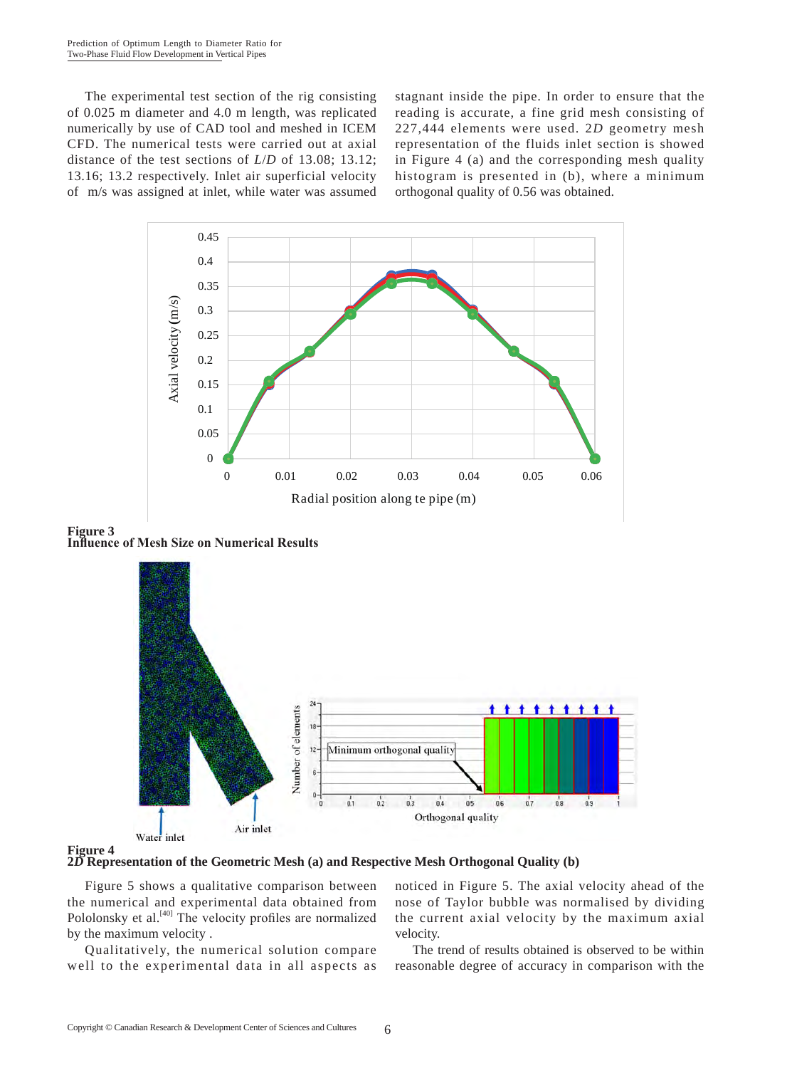The experimental test section of the rig consisting of 0.025 m diameter and 4.0 m length, was replicated numerically by use of CAD tool and meshed in ICEM CFD. The numerical tests were carried out at axial distance of the test sections of *L*/*D* of 13.08; 13.12; 13.16; 13.2 respectively. Inlet air superficial velocity of m/s was assigned at inlet, while water was assumed stagnant inside the pipe. In order to ensure that the reading is accurate, a fine grid mesh consisting of 227,444 elements were used. 2*D* geometry mesh representation of the fluids inlet section is showed in Figure 4 (a) and the corresponding mesh quality histogram is presented in (b), where a minimum orthogonal quality of 0.56 was obtained.

**Figure 3**
**Influence of Mesh Size on Numerical Results**

**Figure 4**
**2*D* Representation of the Geometric Mesh (a) and Respective Mesh Orthogonal Quality (b)**

Figure 5 shows a qualitative comparison between the numerical and experimental data obtained from Pololonsky et al.[40] The velocity profiles are normalized by the maximum velocity .

Qualitatively, the numerical solution compare well to the experimental data in all aspects as noticed in Figure 5. The axial velocity ahead of the nose of Taylor bubble was normalised by dividing the current axial velocity by the maximum axial velocity.

The trend of results obtained is observed to be within reasonable degree of accuracy in comparison with the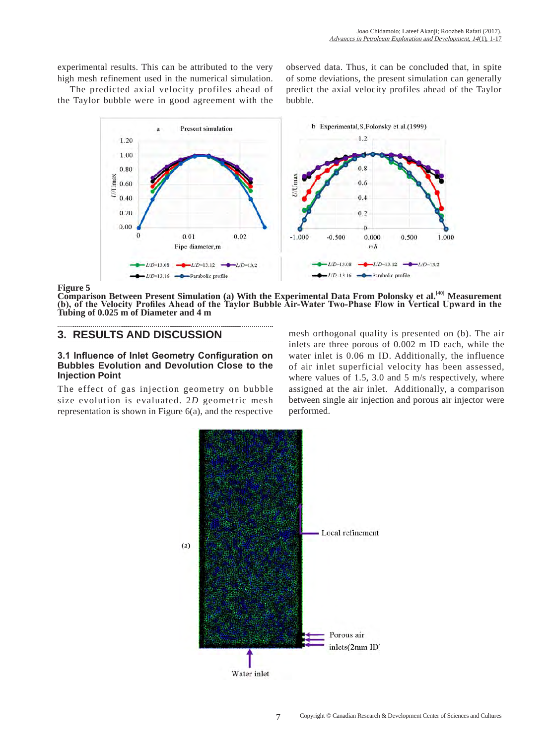experimental results. This can be attributed to the very high mesh refinement used in the numerical simulation.

The predicted axial velocity profiles ahead of the Taylor bubble were in good agreement with the observed data. Thus, it can be concluded that, in spite of some deviations, the present simulation can generally predict the axial velocity profiles ahead of the Taylor bubble.

**Figure 5**
**Comparison Between Present Simulation (a) With the Experimental Data From Polonsky et al.[40] Measurement (b), of the Velocity Profiles Ahead of the Taylor Bubble Air-Water Two-Phase Flow in Vertical Upward in the Tubing of 0.025 m of Diameter and 4 m**

## 3. RESULTS AND DISCUSSION

### 3.1 Influence of Inlet Geometry Configuration on Bubbles Evolution and Devolution Close to the Injection Point

The effect of gas injection geometry on bubble size evolution is evaluated. 2*D* geometric mesh representation is shown in Figure 6(a), and the respective mesh orthogonal quality is presented on (b). The air inlets are three porous of 0.002 m ID each, while the water inlet is 0.06 m ID. Additionally, the influence of air inlet superficial velocity has been assessed, where values of 1.5, 3.0 and 5 m/s respectively, where assigned at the air inlet. Additionally, a comparison between single air injection and porous air injector were performed.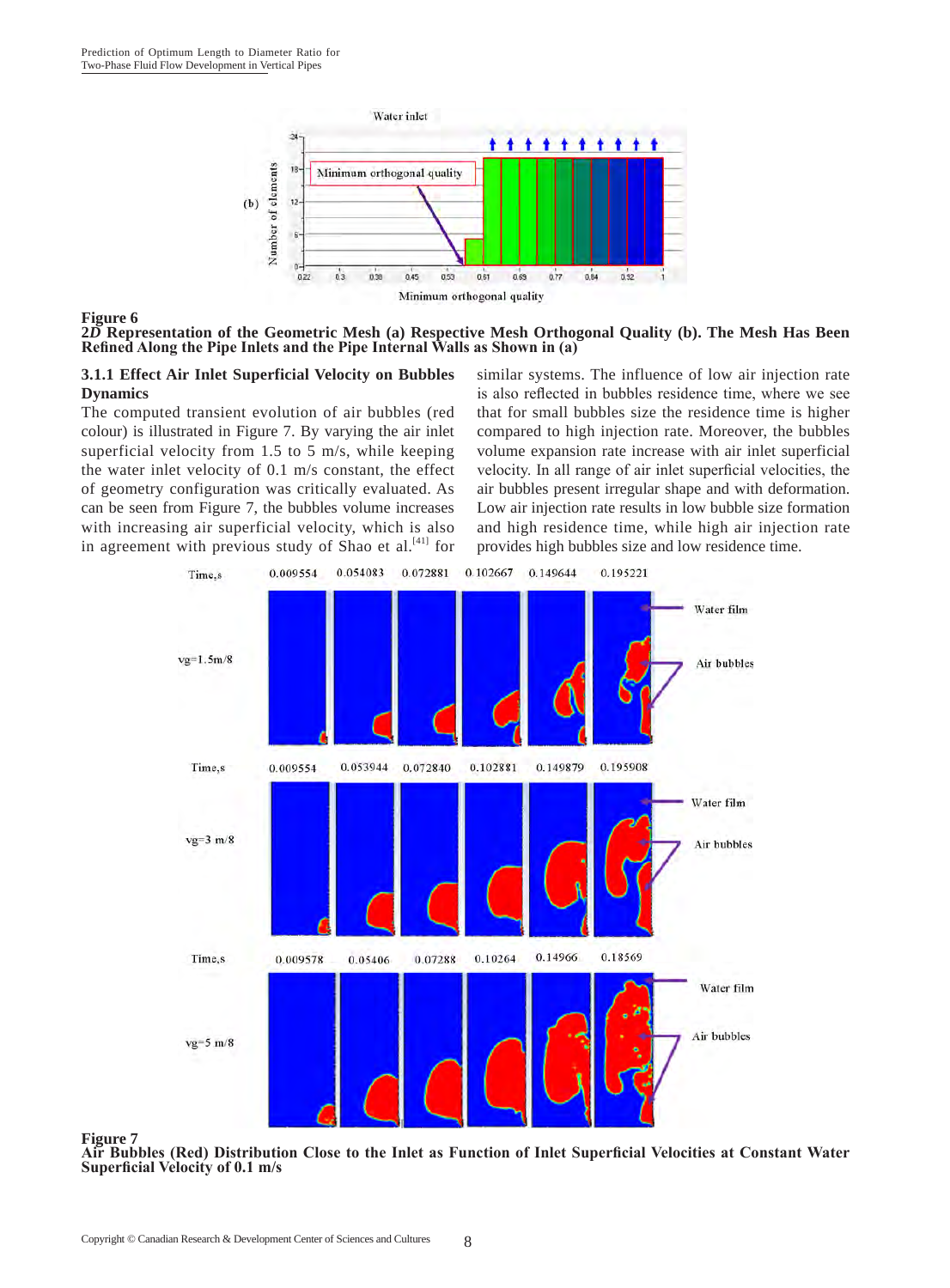**Figure 6**
**2*D* Representation of the Geometric Mesh (a) Respective Mesh Orthogonal Quality (b). The Mesh Has Been Refined Along the Pipe Inlets and the Pipe Internal Walls as Shown in (a)**

### 3.1.1 Effect Air Inlet Superficial Velocity on Bubbles Dynamics

The computed transient evolution of air bubbles (red colour) is illustrated in Figure 7. By varying the air inlet superficial velocity from 1.5 to 5 m/s, while keeping the water inlet velocity of 0.1 m/s constant, the effect of geometry configuration was critically evaluated. As can be seen from Figure 7, the bubbles volume increases with increasing air superficial velocity, which is also in agreement with previous study of Shao et al.[41] for similar systems. The influence of low air injection rate is also reflected in bubbles residence time, where we see that for small bubbles size the residence time is higher compared to high injection rate. Moreover, the bubbles volume expansion rate increase with air inlet superficial velocity. In all range of air inlet superficial velocities, the air bubbles present irregular shape and with deformation. Low air injection rate results in low bubble size formation and high residence time, while high air injection rate provides high bubbles size and low residence time.

**Figure 7**
**Air Bubbles (Red) Distribution Close to the Inlet as Function of Inlet Superficial Velocities at Constant Water Superficial Velocity of 0.1 m/s**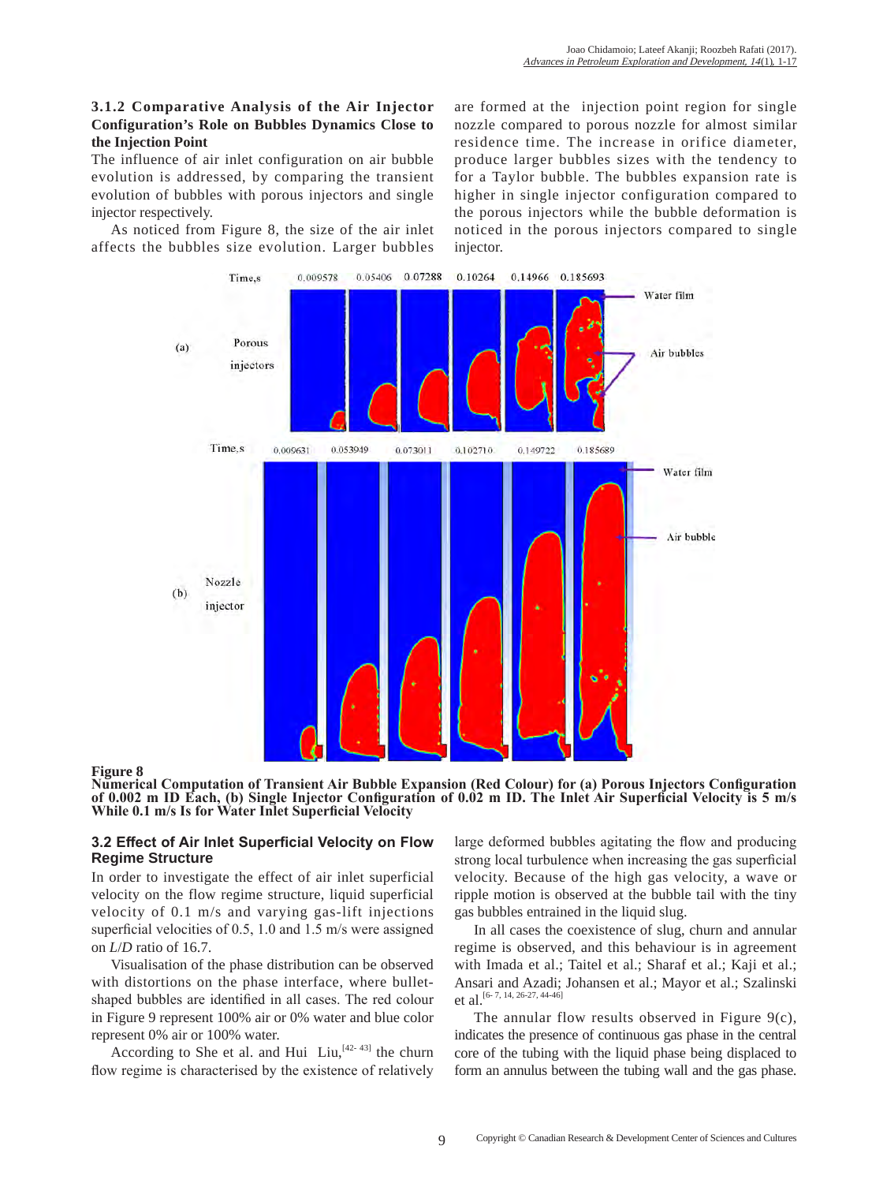### 3.1.2 Comparative Analysis of the Air Injector Configuration's Role on Bubbles Dynamics Close to the Injection Point

The influence of air inlet configuration on air bubble evolution is addressed, by comparing the transient evolution of bubbles with porous injectors and single injector respectively.

As noticed from Figure 8, the size of the air inlet affects the bubbles size evolution. Larger bubbles are formed at the injection point region for single nozzle compared to porous nozzle for almost similar residence time. The increase in orifice diameter, produce larger bubbles sizes with the tendency to for a Taylor bubble. The bubbles expansion rate is higher in single injector configuration compared to the porous injectors while the bubble deformation is noticed in the porous injectors compared to single injector.

**Figure 8**
**Numerical Computation of Transient Air Bubble Expansion (Red Colour) for (a) Porous Injectors Configuration of 0.002 m ID Each, (b) Single Injector Configuration of 0.02 m ID. The Inlet Air Superficial Velocity is 5 m/s While 0.1 m/s Is for Water Inlet Superficial Velocity**

### 3.2 Effect of Air Inlet Superficial Velocity on Flow Regime Structure

In order to investigate the effect of air inlet superficial velocity on the flow regime structure, liquid superficial velocity of 0.1 m/s and varying gas-lift injections superficial velocities of 0.5, 1.0 and 1.5 m/s were assigned on *L*/*D* ratio of 16.7.

Visualisation of the phase distribution can be observed with distortions on the phase interface, where bullet-shaped bubbles are identified in all cases. The red colour in Figure 9 represent 100% air or 0% water and blue color represent 0% air or 100% water.

According to She et al. and Hui Liu,[42-43] the churn flow regime is characterised by the existence of relatively large deformed bubbles agitating the flow and producing strong local turbulence when increasing the gas superficial velocity. Because of the high gas velocity, a wave or ripple motion is observed at the bubble tail with the tiny gas bubbles entrained in the liquid slug.

In all cases the coexistence of slug, churn and annular regime is observed, and this behaviour is in agreement with Imada et al.; Taitel et al.; Sharaf et al.; Kaji et al.; Ansari and Azadi; Johansen et al.; Mayor et al.; Szalinski et al.[6-7, 14, 26-27, 44-46]

The annular flow results observed in Figure 9(c), indicates the presence of continuous gas phase in the central core of the tubing with the liquid phase being displaced to form an annulus between the tubing wall and the gas phase.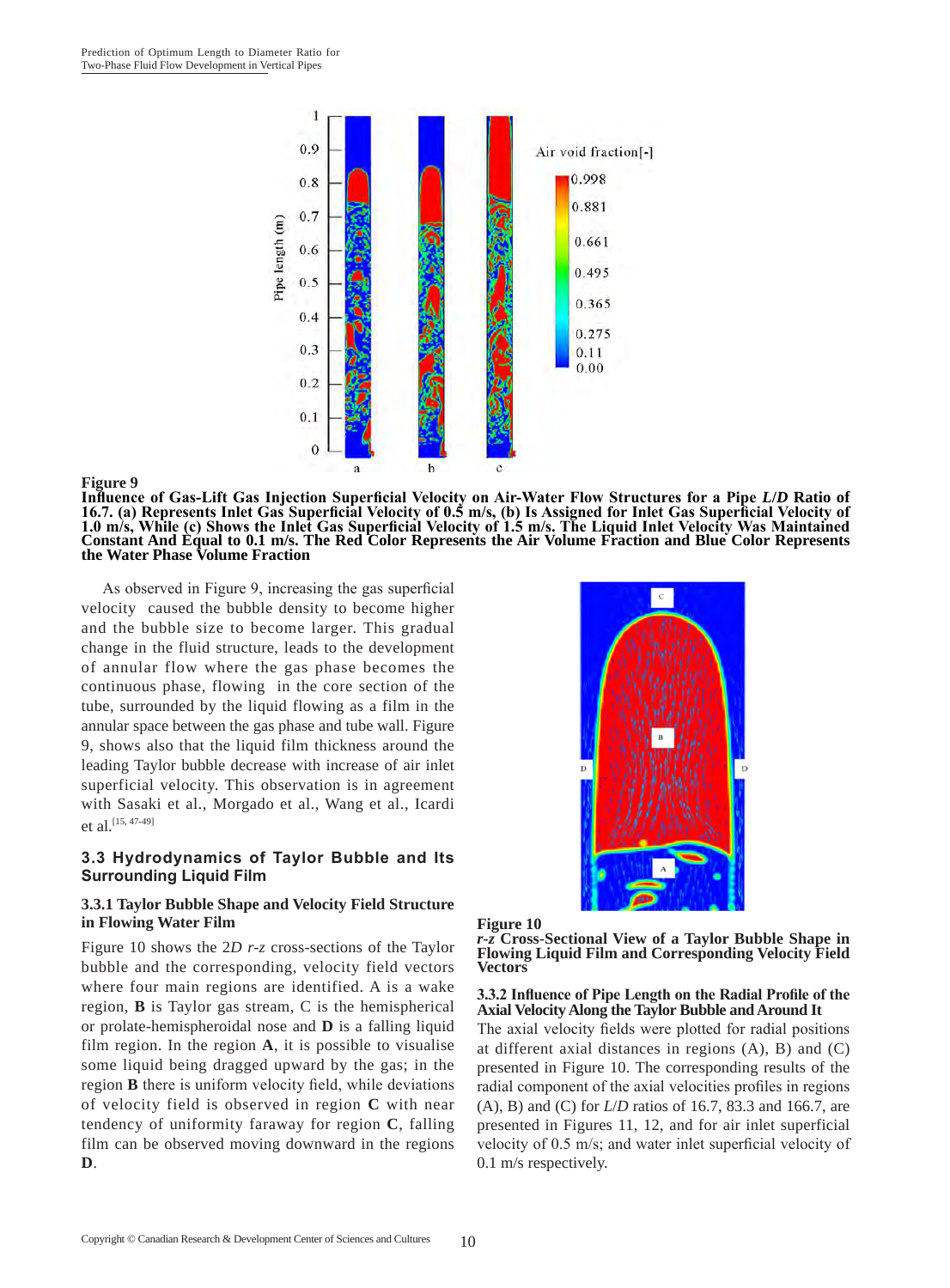**Figure 9**
**Influence of Gas-Lift Gas Injection Superficial Velocity on Air-Water Flow Structures for a Pipe *L/D* Ratio of 16.7. (a) Represents Inlet Gas Superficial Velocity of 0.5 m/s, (b) Is Assigned for Inlet Gas Superficial Velocity of 1.0 m/s, While (c) Shows the Inlet Gas Superficial Velocity of 1.5 m/s. The Liquid Inlet Velocity Was Maintained Constant And Equal to 0.1 m/s. The Red Color Represents the Air Volume Fraction and Blue Color Represents the Water Phase Volume Fraction**

As observed in Figure 9, increasing the gas superficial velocity caused the bubble density to become higher and the bubble size to become larger. This gradual change in the fluid structure, leads to the development of annular flow where the gas phase becomes the continuous phase, flowing in the core section of the tube, surrounded by the liquid flowing as a film in the annular space between the gas phase and tube wall. Figure 9, shows also that the liquid film thickness around the leading Taylor bubble decrease with increase of air inlet superficial velocity. This observation is in agreement with Sasaki et al., Morgado et al., Wang et al., Icardi et al.[15, 47-49]

### 3.3 Hydrodynamics of Taylor Bubble and Its Surrounding Liquid Film

#### 3.3.1 Taylor Bubble Shape and Velocity Field Structure in Flowing Water Film

Figure 10 shows the 2*D* *r-z* cross-sections of the Taylor bubble and the corresponding, velocity field vectors where four main regions are identified. A is a wake region, **B** is Taylor gas stream, C is the hemispherical or prolate-hemispheroidal nose and **D** is a falling liquid film region. In the region **A**, it is possible to visualise some liquid being dragged upward by the gas; in the region **B** there is uniform velocity field, while deviations of velocity field is observed in region **C** with near tendency of uniformity faraway for region **C**, falling film can be observed moving downward in the regions **D**.

**Figure 10**
***r-z* Cross-Sectional View of a Taylor Bubble Shape in Flowing Liquid Film and Corresponding Velocity Field Vectors**

#### 3.3.2 Influence of Pipe Length on the Radial Profile of the Axial Velocity Along the Taylor Bubble and Around It

The axial velocity fields were plotted for radial positions at different axial distances in regions (A), B) and (C) presented in Figure 10. The corresponding results of the radial component of the axial velocities profiles in regions (A), B) and (C) for *L/D* ratios of 16.7, 83.3 and 166.7, are presented in Figures 11, 12, and for air inlet superficial velocity of 0.5 m/s; and water inlet superficial velocity of 0.1 m/s respectively.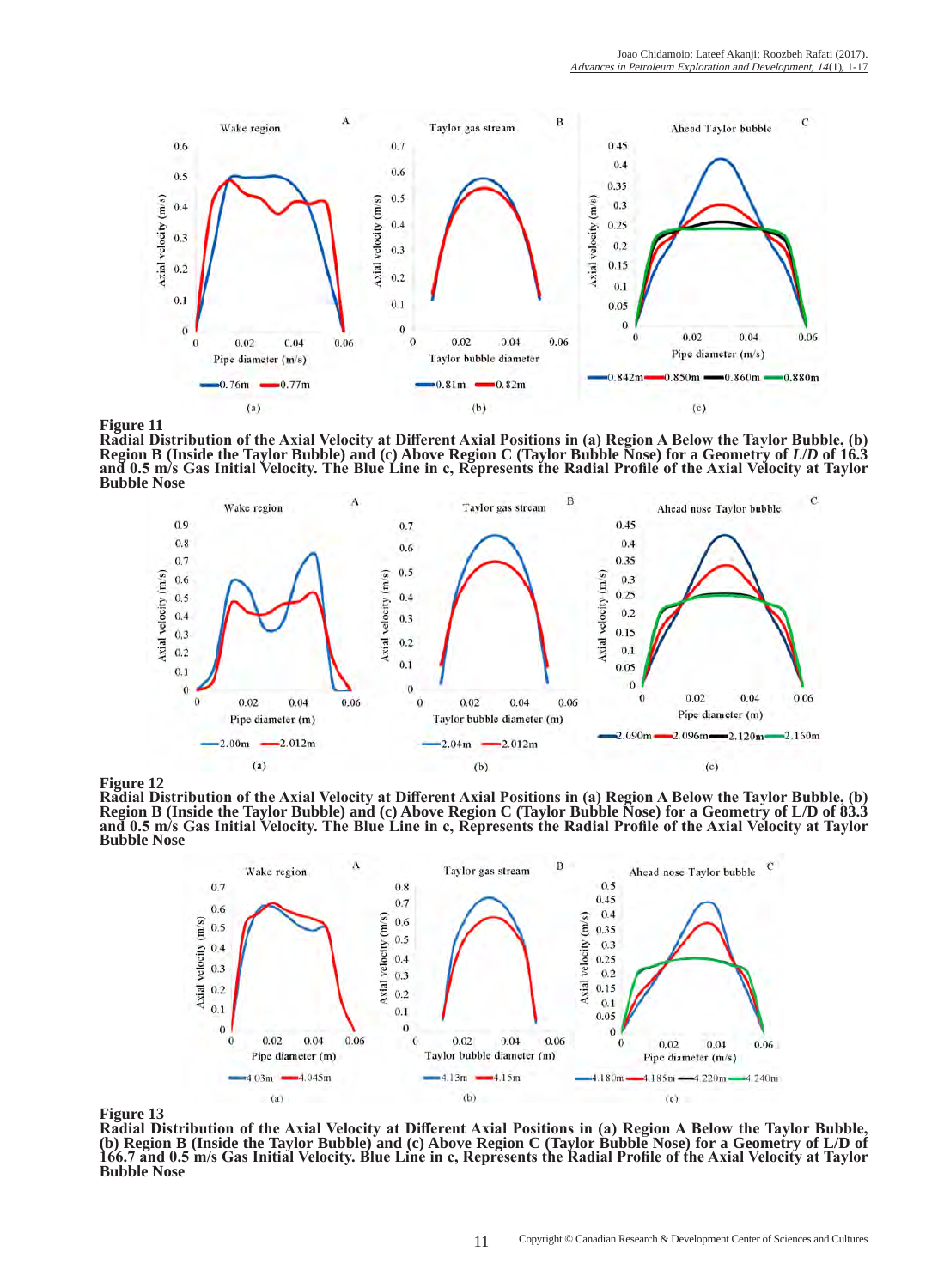**Figure 11**
**Radial Distribution of the Axial Velocity at Different Axial Positions in (a) Region A Below the Taylor Bubble, (b) Region B (Inside the Taylor Bubble) and (c) Above Region C (Taylor Bubble Nose) for a Geometry of *L/D* of 16.3 and 0.5 m/s Gas Initial Velocity. The Blue Line in c, Represents the Radial Profile of the Axial Velocity at Taylor Bubble Nose**

**Figure 12**
**Radial Distribution of the Axial Velocity at Different Axial Positions in (a) Region A Below the Taylor Bubble, (b) Region B (Inside the Taylor Bubble) and (c) Above Region C (Taylor Bubble Nose) for a Geometry of L/D of 83.3 and 0.5 m/s Gas Initial Velocity. The Blue Line in c, Represents the Radial Profile of the Axial Velocity at Taylor Bubble Nose**

**Figure 13**
**Radial Distribution of the Axial Velocity at Different Axial Positions in (a) Region A Below the Taylor Bubble, (b) Region B (Inside the Taylor Bubble) and (c) Above Region C (Taylor Bubble Nose) for a Geometry of L/D of 166.7 and 0.5 m/s Gas Initial Velocity. Blue Line in c, Represents the Radial Profile of the Axial Velocity at Taylor Bubble Nose**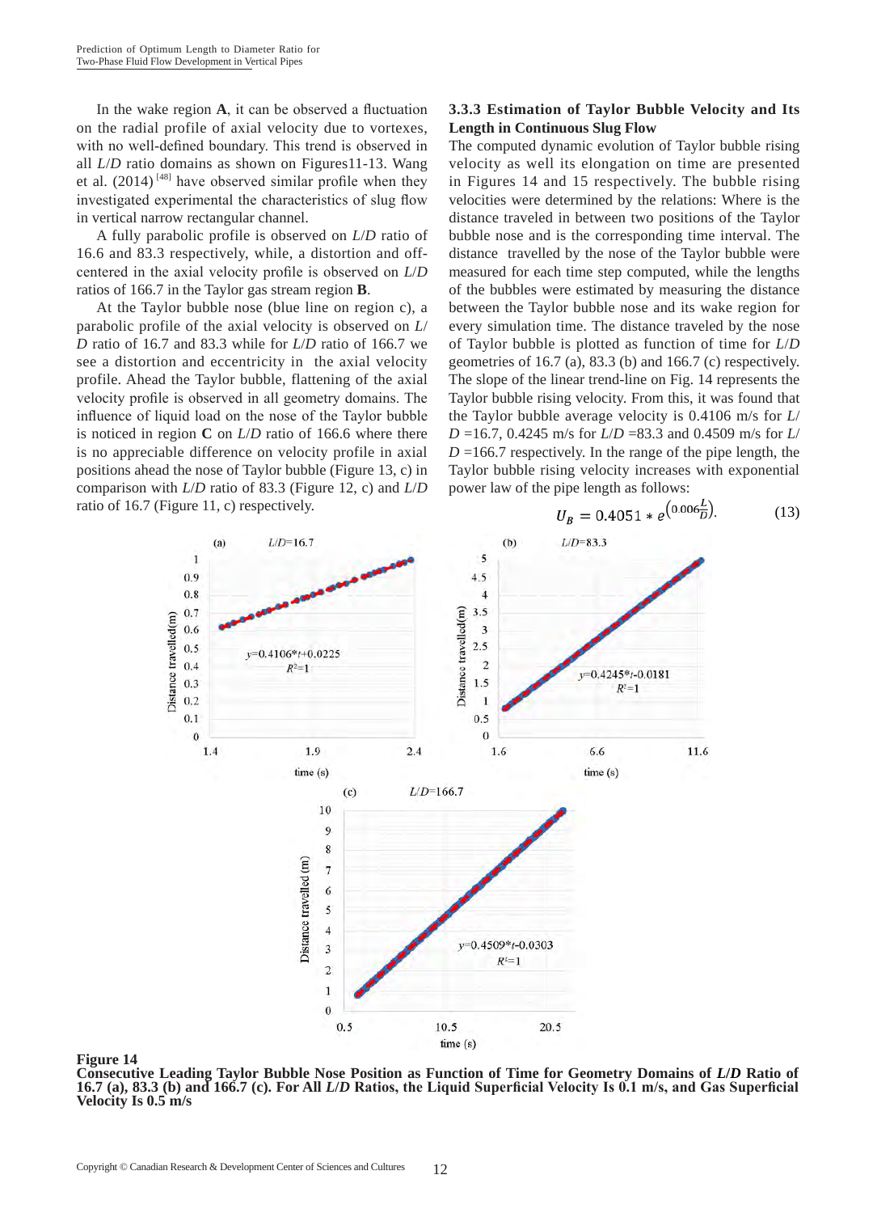In the wake region **A**, it can be observed a fluctuation on the radial profile of axial velocity due to vortexes, with no well-defined boundary. This trend is observed in all *L*/*D* ratio domains as shown on Figures11-13. Wang et al. (2014)[48] have observed similar profile when they investigated experimental the characteristics of slug flow in vertical narrow rectangular channel.

A fully parabolic profile is observed on *L*/*D* ratio of 16.6 and 83.3 respectively, while, a distortion and off-centered in the axial velocity profile is observed on *L*/*D* ratios of 166.7 in the Taylor gas stream region **B**.

At the Taylor bubble nose (blue line on region c), a parabolic profile of the axial velocity is observed on *L*/*D* ratio of 16.7 and 83.3 while for *L*/*D* ratio of 166.7 we see a distortion and eccentricity in the axial velocity profile. Ahead the Taylor bubble, flattening of the axial velocity profile is observed in all geometry domains. The influence of liquid load on the nose of the Taylor bubble is noticed in region **C** on *L*/*D* ratio of 166.6 where there is no appreciable difference on velocity profile in axial positions ahead the nose of Taylor bubble (Figure 13, c) in comparison with *L*/*D* ratio of 83.3 (Figure 12, c) and *L*/*D* ratio of 16.7 (Figure 11, c) respectively.

### 3.3.3 Estimation of Taylor Bubble Velocity and Its Length in Continuous Slug Flow

The computed dynamic evolution of Taylor bubble rising velocity as well its elongation on time are presented in Figures 14 and 15 respectively. The bubble rising velocities were determined by the relations: Where is the distance traveled in between two positions of the Taylor bubble nose and is the corresponding time interval. The distance travelled by the nose of the Taylor bubble were measured for each time step computed, while the lengths of the bubbles were estimated by measuring the distance between the Taylor bubble nose and its wake region for every simulation time. The distance traveled by the nose of Taylor bubble is plotted as function of time for *L*/*D* geometries of 16.7 (a), 83.3 (b) and 166.7 (c) respectively. The slope of the linear trend-line on Fig. 14 represents the Taylor bubble rising velocity. From this, it was found that the Taylor bubble average velocity is 0.4106 m/s for *L*/*D* =16.7, 0.4245 m/s for *L*/*D* =83.3 and 0.4509 m/s for *L*/*D* =166.7 respectively. In the range of the pipe length, the Taylor bubble rising velocity increases with exponential power law of the pipe length as follows:

$$U_B = 0.4051 * e^{\left(0.006\frac{L}{D}\right)}. \quad (13)$$

**Figure 14**
**Consecutive Leading Taylor Bubble Nose Position as Function of Time for Geometry Domains of *L/D* Ratio of 16.7 (a), 83.3 (b) and 166.7 (c). For All *L/D* Ratios, the Liquid Superficial Velocity Is 0.1 m/s, and Gas Superficial Velocity Is 0.5 m/s**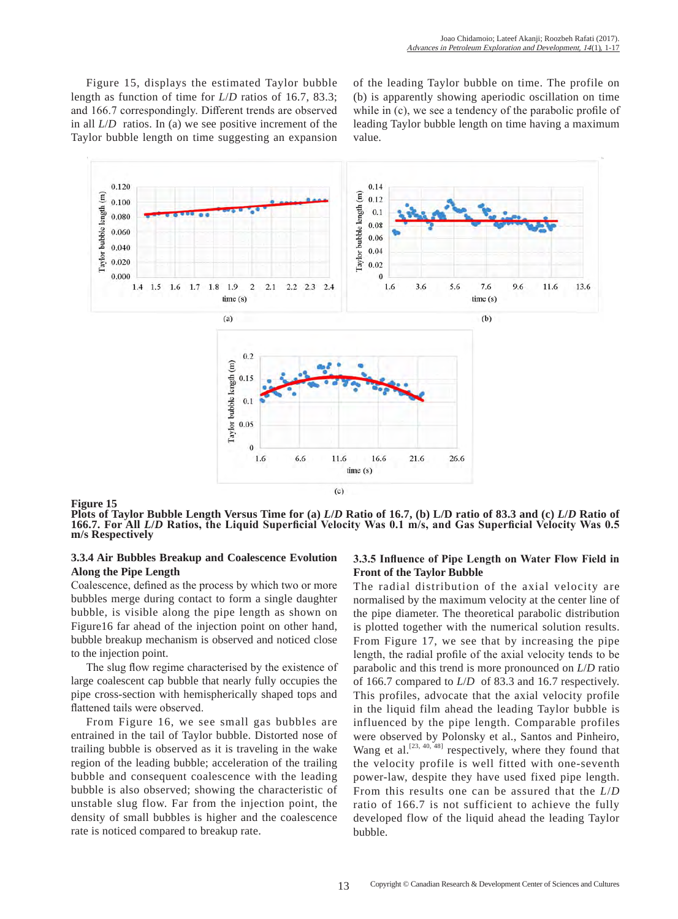Figure 15, displays the estimated Taylor bubble length as function of time for *L*/*D* ratios of 16.7, 83.3; and 166.7 correspondingly. Different trends are observed in all *L*/*D* ratios. In (a) we see positive increment of the Taylor bubble length on time suggesting an expansion of the leading Taylor bubble on time. The profile on (b) is apparently showing aperiodic oscillation on time while in (c), we see a tendency of the parabolic profile of leading Taylor bubble length on time having a maximum value.

**Figure 15**
**Plots of Taylor Bubble Length Versus Time for (a) *L*/*D* Ratio of 16.7, (b) L/D ratio of 83.3 and (c) *L*/*D* Ratio of 166.7. For All *L*/*D* Ratios, the Liquid Superficial Velocity Was 0.1 m/s, and Gas Superficial Velocity Was 0.5 m/s Respectively**

### 3.3.4 Air Bubbles Breakup and Coalescence Evolution Along the Pipe Length

Coalescence, defined as the process by which two or more bubbles merge during contact to form a single daughter bubble, is visible along the pipe length as shown on Figure16 far ahead of the injection point on other hand, bubble breakup mechanism is observed and noticed close to the injection point.

The slug flow regime characterised by the existence of large coalescent cap bubble that nearly fully occupies the pipe cross-section with hemispherically shaped tops and flattened tails were observed.

From Figure 16, we see small gas bubbles are entrained in the tail of Taylor bubble. Distorted nose of trailing bubble is observed as it is traveling in the wake region of the leading bubble; acceleration of the trailing bubble and consequent coalescence with the leading bubble is also observed; showing the characteristic of unstable slug flow. Far from the injection point, the density of small bubbles is higher and the coalescence rate is noticed compared to breakup rate.

### 3.3.5 Influence of Pipe Length on Water Flow Field in Front of the Taylor Bubble

The radial distribution of the axial velocity are normalised by the maximum velocity at the center line of the pipe diameter. The theoretical parabolic distribution is plotted together with the numerical solution results. From Figure 17, we see that by increasing the pipe length, the radial profile of the axial velocity tends to be parabolic and this trend is more pronounced on *L*/*D* ratio of 166.7 compared to *L*/*D* of 83.3 and 16.7 respectively. This profiles, advocate that the axial velocity profile in the liquid film ahead the leading Taylor bubble is influenced by the pipe length. Comparable profiles were observed by Polonsky et al., Santos and Pinheiro, Wang et al.[23, 40, 48] respectively, where they found that the velocity profile is well fitted with one-seventh power-law, despite they have used fixed pipe length. From this results one can be assured that the *L*/*D* ratio of 166.7 is not sufficient to achieve the fully developed flow of the liquid ahead the leading Taylor bubble.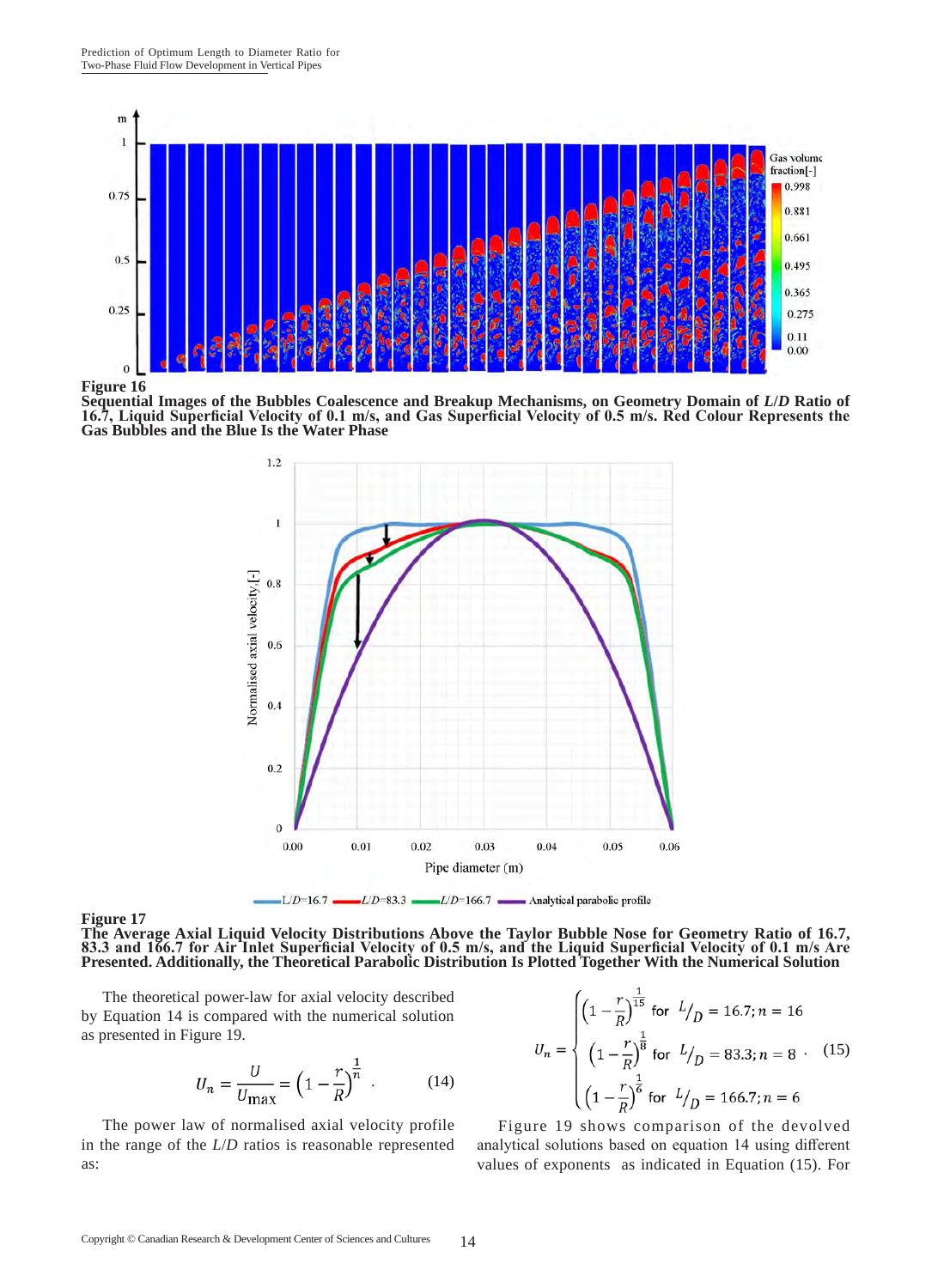**Figure 16**
**Sequential Images of the Bubbles Coalescence and Breakup Mechanisms, on Geometry Domain of *L*/*D* Ratio of 16.7, Liquid Superficial Velocity of 0.1 m/s, and Gas Superficial Velocity of 0.5 m/s. Red Colour Represents the Gas Bubbles and the Blue Is the Water Phase**

**Figure 17**
**The Average Axial Liquid Velocity Distributions Above the Taylor Bubble Nose for Geometry Ratio of 16.7, 83.3 and 166.7 for Air Inlet Superficial Velocity of 0.5 m/s, and the Liquid Superficial Velocity of 0.1 m/s Are Presented. Additionally, the Theoretical Parabolic Distribution Is Plotted Together With the Numerical Solution**

The theoretical power-law for axial velocity described by Equation 14 is compared with the numerical solution as presented in Figure 19.

$$U_n = \frac{U}{U_{\max}} = \left(1 - \frac{r}{R}\right)^{\frac{1}{n}} . \qquad (14)$$

The power law of normalised axial velocity profile in the range of the *L*/*D* ratios is reasonable represented as:

$$U_n = \begin{cases} \left(1 - \frac{r}{R}\right)^{\frac{1}{15}} \text{ for } L/D = 16.7; n = 16 \\ \left(1 - \frac{r}{R}\right)^{\frac{1}{8}} \text{ for } L/D = 83.3; n = 8 \\ \left(1 - \frac{r}{R}\right)^{\frac{1}{6}} \text{ for } L/D = 166.7; n = 6 \end{cases} . \qquad (15)$$

Figure 19 shows comparison of the devolved analytical solutions based on equation 14 using different values of exponents as indicated in Equation (15). For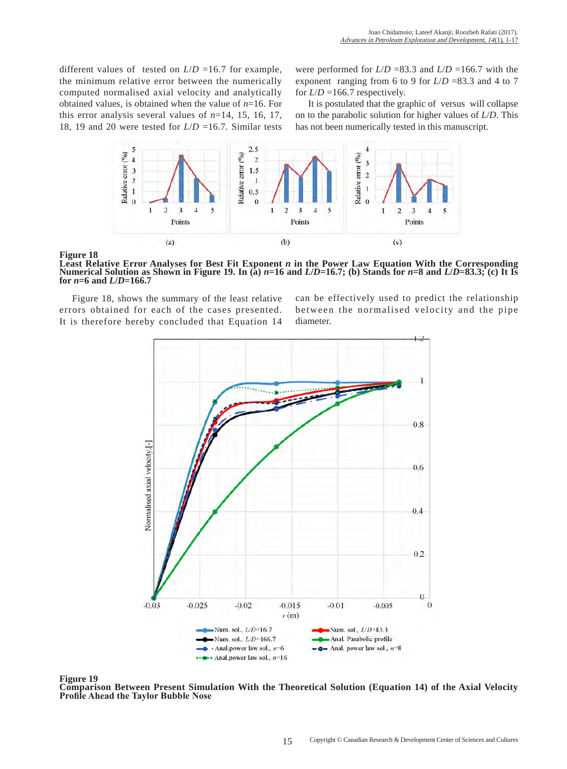different values of tested on $L/D$ =16.7 for example, the minimum relative error between the numerically computed normalised axial velocity and analytically obtained values, is obtained when the value of $n$=16. For this error analysis several values of $n$=14, 15, 16, 17, 18, 19 and 20 were tested for $L/D$ =16.7. Similar tests were performed for $L/D$ =83.3 and $L/D$ =166.7 with the exponent ranging from 6 to 9 for $L/D$ =83.3 and 4 to 7 for $L/D$ =166.7 respectively.

It is postulated that the graphic of versus will collapse on to the parabolic solution for higher values of $L/D$. This has not been numerically tested in this manuscript.

**Figure 18**
**Least Relative Error Analyses for Best Fit Exponent $n$ in the Power Law Equation With the Corresponding Numerical Solution as Shown in Figure 19. In (a) $n$=16 and $L/D$=16.7; (b) Stands for $n$=8 and $L/D$=83.3; (c) It Is for $n$=6 and $L/D$=166.7**

Figure 18, shows the summary of the least relative errors obtained for each of the cases presented. It is therefore hereby concluded that Equation 14 can be effectively used to predict the relationship between the normalised velocity and the pipe diameter.

**Figure 19**
**Comparison Between Present Simulation With the Theoretical Solution (Equation 14) of the Axial Velocity Profile Ahead the Taylor Bubble Nose**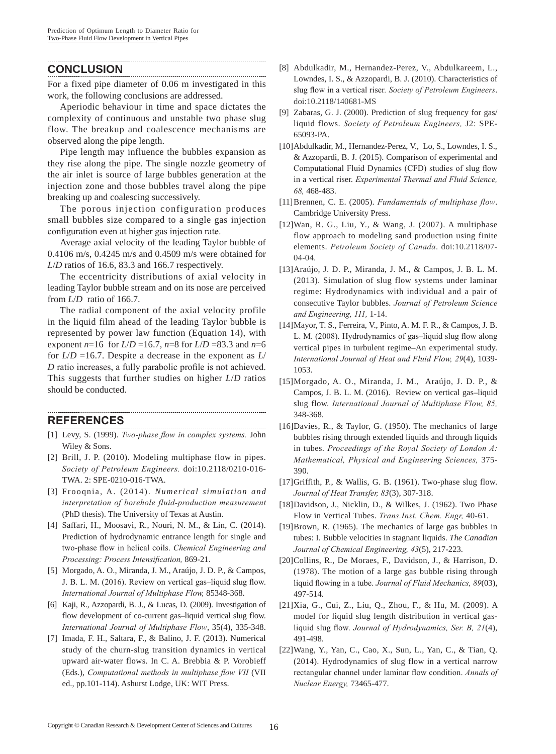## CONCLUSION

For a fixed pipe diameter of 0.06 m investigated in this work, the following conclusions are addressed.

Aperiodic behaviour in time and space dictates the complexity of continuous and unstable two phase slug flow. The breakup and coalescence mechanisms are observed along the pipe length.

Pipe length may influence the bubbles expansion as they rise along the pipe. The single nozzle geometry of the air inlet is source of large bubbles generation at the injection zone and those bubbles travel along the pipe breaking up and coalescing successively.

The porous injection configuration produces small bubbles size compared to a single gas injection configuration even at higher gas injection rate.

Average axial velocity of the leading Taylor bubble of 0.4106 m/s, 0.4245 m/s and 0.4509 m/s were obtained for $L/D$ ratios of 16.6, 83.3 and 166.7 respectively.

The eccentricity distributions of axial velocity in leading Taylor bubble stream and on its nose are perceived from $L/D$ ratio of 166.7.

The radial component of the axial velocity profile in the liquid film ahead of the leading Taylor bubble is represented by power law function (Equation 14), with exponent $n$=16 for $L/D$ =16.7, $n$=8 for $L/D$ =83.3 and $n$=6 for $L/D$ =16.7. Despite a decrease in the exponent as $L/D$ ratio increases, a fully parabolic profile is not achieved. This suggests that further studies on higher $L/D$ ratios should be conducted.

## REFERENCES

[1] Levy, S. (1999). *Two-phase flow in complex systems.* John Wiley & Sons.

[2] Brill, J. P. (2010). Modeling multiphase flow in pipes. *Society of Petroleum Engineers.* doi:10.2118/0210-016-TWA. 2: SPE-0210-016-TWA.

[3] Frooqnia, A. (2014). *Numerical simulation and interpretation of borehole fluid-production measurement* (PhD thesis). The University of Texas at Austin.

[4] Saffari, H., Moosavi, R., Nouri, N. M., & Lin, C. (2014). Prediction of hydrodynamic entrance length for single and two-phase flow in helical coils. *Chemical Engineering and Processing: Process Intensification,* 869-21.

[5] Morgado, A. O., Miranda, J. M., Araújo, J. D. P., & Campos, J. B. L. M. (2016). Review on vertical gas–liquid slug flow. *International Journal of Multiphase Flow,* 85348-368.

[6] Kaji, R., Azzopardi, B. J., & Lucas, D. (2009). Investigation of flow development of co-current gas–liquid vertical slug flow. *International Journal of Multiphase Flow*, 35(4), 335-348.

[7] Imada, F. H., Saltara, F., & Balino, J. F. (2013). Numerical study of the churn-slug transition dynamics in vertical upward air-water flows. In C. A. Brebbia & P. Vorobieff (Eds.), *Computational methods in multiphase flow VII* (VII ed., pp.101-114). Ashurst Lodge, UK: WIT Press.

[8] Abdulkadir, M., Hernandez-Perez, V., Abdulkareem, L., Lowndes, I. S., & Azzopardi, B. J. (2010). Characteristics of slug flow in a vertical riser. *Society of Petroleum Engineers*. doi:10.2118/140681-MS

[9] Zabaras, G. J. (2000). Prediction of slug frequency for gas/liquid flows. *Society of Petroleum Engineers,* J2: SPE-65093-PA.

[10] Abdulkadir, M., Hernandez-Perez, V., Lo, S., Lowndes, I. S., & Azzopardi, B. J. (2015). Comparison of experimental and Computational Fluid Dynamics (CFD) studies of slug flow in a vertical riser. *Experimental Thermal and Fluid Science, 68,* 468-483.

[11] Brennen, C. E. (2005). *Fundamentals of multiphase flow*. Cambridge University Press.

[12] Wan, R. G., Liu, Y., & Wang, J. (2007). A multiphase flow approach to modeling sand production using finite elements. *Petroleum Society of Canada*. doi:10.2118/07-04-04.

[13] Araújo, J. D. P., Miranda, J. M., & Campos, J. B. L. M. (2013). Simulation of slug flow systems under laminar regime: Hydrodynamics with individual and a pair of consecutive Taylor bubbles. *Journal of Petroleum Science and Engineering, 111,* 1-14.

[14] Mayor, T. S., Ferreira, V., Pinto, A. M. F. R., & Campos, J. B. L. M. (2008). Hydrodynamics of gas–liquid slug flow along vertical pipes in turbulent regime–An experimental study. *International Journal of Heat and Fluid Flow, 29*(4), 1039-1053.

[15] Morgado, A. O., Miranda, J. M., Araújo, J. D. P., & Campos, J. B. L. M. (2016). Review on vertical gas–liquid slug flow. *International Journal of Multiphase Flow, 85,* 348-368.

[16] Davies, R., & Taylor, G. (1950). The mechanics of large bubbles rising through extended liquids and through liquids in tubes. *Proceedings of the Royal Society of London A: Mathematical, Physical and Engineering Sciences,* 375-390.

[17] Griffith, P., & Wallis, G. B. (1961). Two-phase slug flow. *Journal of Heat Transfer, 83*(3), 307-318.

[18] Davidson, J., Nicklin, D., & Wilkes, J. (1962). Two Phase Flow in Vertical Tubes. *Trans.Inst. Chem. Engr,* 40-61.

[19] Brown, R. (1965). The mechanics of large gas bubbles in tubes: I. Bubble velocities in stagnant liquids. *The Canadian Journal of Chemical Engineering, 43*(5), 217-223.

[20] Collins, R., De Moraes, F., Davidson, J., & Harrison, D. (1978). The motion of a large gas bubble rising through liquid flowing in a tube. *Journal of Fluid Mechanics, 89*(03), 497-514.

[21] Xia, G., Cui, Z., Liu, Q., Zhou, F., & Hu, M. (2009). A model for liquid slug length distribution in vertical gas-liquid slug flow. *Journal of Hydrodynamics, Ser. B, 21*(4), 491-498.

[22] Wang, Y., Yan, C., Cao, X., Sun, L., Yan, C., & Tian, Q. (2014). Hydrodynamics of slug flow in a vertical narrow rectangular channel under laminar flow condition. *Annals of Nuclear Energy,* 73465-477.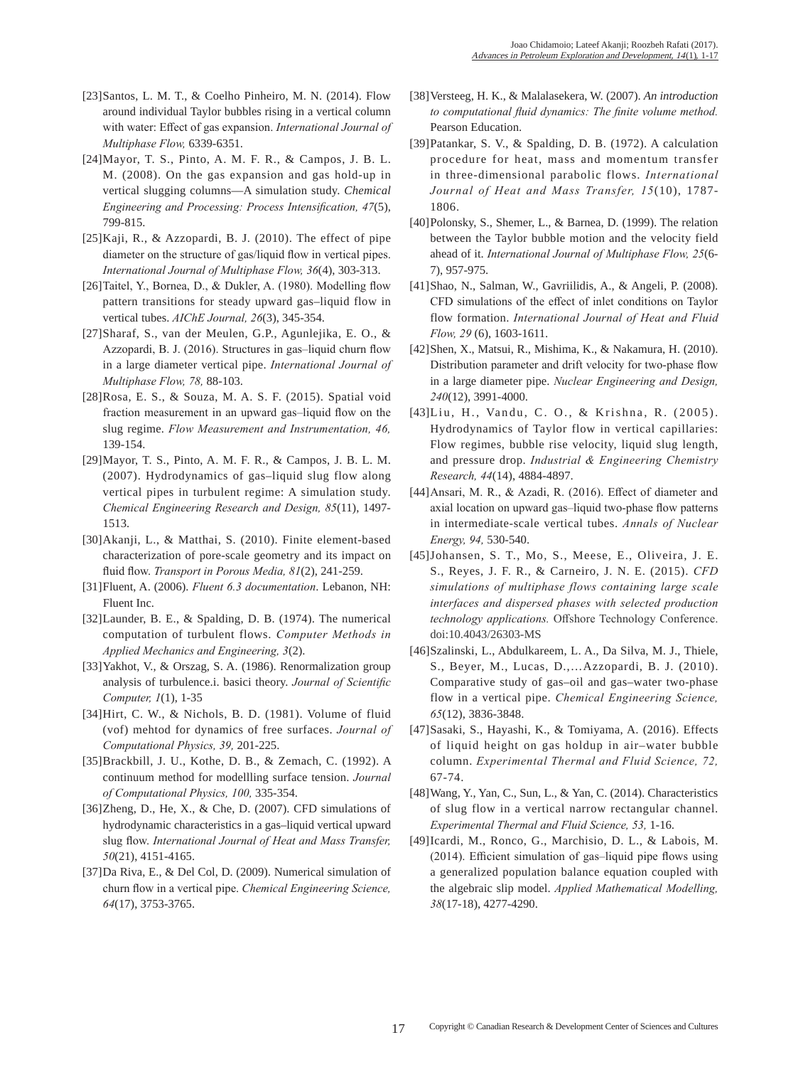[23] Santos, L. M. T., & Coelho Pinheiro, M. N. (2014). Flow around individual Taylor bubbles rising in a vertical column with water: Effect of gas expansion. *International Journal of Multiphase Flow,* 6339-6351.

[24] Mayor, T. S., Pinto, A. M. F. R., & Campos, J. B. L. M. (2008). On the gas expansion and gas hold-up in vertical slugging columns—A simulation study. *Chemical Engineering and Processing: Process Intensification, 47*(5), 799-815.

[25] Kaji, R., & Azzopardi, B. J. (2010). The effect of pipe diameter on the structure of gas/liquid flow in vertical pipes. *International Journal of Multiphase Flow, 36*(4), 303-313.

[26] Taitel, Y., Bornea, D., & Dukler, A. (1980). Modelling flow pattern transitions for steady upward gas–liquid flow in vertical tubes. *AIChE Journal, 26*(3), 345-354.

[27] Sharaf, S., van der Meulen, G.P., Agunlejika, E. O., & Azzopardi, B. J. (2016). Structures in gas–liquid churn flow in a large diameter vertical pipe. *International Journal of Multiphase Flow, 78,* 88-103.

[28] Rosa, E. S., & Souza, M. A. S. F. (2015). Spatial void fraction measurement in an upward gas–liquid flow on the slug regime. *Flow Measurement and Instrumentation, 46,* 139-154.

[29] Mayor, T. S., Pinto, A. M. F. R., & Campos, J. B. L. M. (2007). Hydrodynamics of gas–liquid slug flow along vertical pipes in turbulent regime: A simulation study. *Chemical Engineering Research and Design, 85*(11), 1497-1513.

[30] Akanji, L., & Matthai, S. (2010). Finite element-based characterization of pore-scale geometry and its impact on fluid flow. *Transport in Porous Media, 81*(2), 241-259.

[31] Fluent, A. (2006). *Fluent 6.3 documentation*. Lebanon, NH: Fluent Inc.

[32] Launder, B. E., & Spalding, D. B. (1974). The numerical computation of turbulent flows. *Computer Methods in Applied Mechanics and Engineering, 3*(2).

[33] Yakhot, V., & Orszag, S. A. (1986). Renormalization group analysis of turbulence.i. basici theory. *Journal of Scientific Computer, 1*(1), 1-35

[34] Hirt, C. W., & Nichols, B. D. (1981). Volume of fluid (vof) mehtod for dynamics of free surfaces. *Journal of Computational Physics, 39,* 201-225.

[35] Brackbill, J. U., Kothe, D. B., & Zemach, C. (1992). A continuum method for modellling surface tension. *Journal of Computational Physics, 100,* 335-354.

[36] Zheng, D., He, X., & Che, D. (2007). CFD simulations of hydrodynamic characteristics in a gas–liquid vertical upward slug flow. *International Journal of Heat and Mass Transfer, 50*(21), 4151-4165.

[37] Da Riva, E., & Del Col, D. (2009). Numerical simulation of churn flow in a vertical pipe. *Chemical Engineering Science, 64*(17), 3753-3765.

[38] Versteeg, H. K., & Malalasekera, W. (2007). *An introduction to computational fluid dynamics: The finite volume method.* Pearson Education.

[39] Patankar, S. V., & Spalding, D. B. (1972). A calculation procedure for heat, mass and momentum transfer in three-dimensional parabolic flows. *International Journal of Heat and Mass Transfer, 15*(10), 1787-1806.

[40] Polonsky, S., Shemer, L., & Barnea, D. (1999). The relation between the Taylor bubble motion and the velocity field ahead of it. *International Journal of Multiphase Flow, 25*(6-7), 957-975.

[41] Shao, N., Salman, W., Gavriilidis, A., & Angeli, P. (2008). CFD simulations of the effect of inlet conditions on Taylor flow formation. *International Journal of Heat and Fluid Flow, 29* (6), 1603-1611.

[42] Shen, X., Matsui, R., Mishima, K., & Nakamura, H. (2010). Distribution parameter and drift velocity for two-phase flow in a large diameter pipe. *Nuclear Engineering and Design, 240*(12), 3991-4000.

[43] Liu, H., Vandu, C. O., & Krishna, R. (2005). Hydrodynamics of Taylor flow in vertical capillaries: Flow regimes, bubble rise velocity, liquid slug length, and pressure drop. *Industrial & Engineering Chemistry Research, 44*(14), 4884-4897.

[44] Ansari, M. R., & Azadi, R. (2016). Effect of diameter and axial location on upward gas–liquid two-phase flow patterns in intermediate-scale vertical tubes. *Annals of Nuclear Energy, 94,* 530-540.

[45] Johansen, S. T., Mo, S., Meese, E., Oliveira, J. E. S., Reyes, J. F. R., & Carneiro, J. N. E. (2015). *CFD simulations of multiphase flows containing large scale interfaces and dispersed phases with selected production technology applications.* Offshore Technology Conference. doi:10.4043/26303-MS

[46] Szalinski, L., Abdulkareem, L. A., Da Silva, M. J., Thiele, S., Beyer, M., Lucas, D.,…Azzopardi, B. J. (2010). Comparative study of gas–oil and gas–water two-phase flow in a vertical pipe. *Chemical Engineering Science, 65*(12), 3836-3848.

[47] Sasaki, S., Hayashi, K., & Tomiyama, A. (2016). Effects of liquid height on gas holdup in air–water bubble column. *Experimental Thermal and Fluid Science, 72,* 67-74.

[48] Wang, Y., Yan, C., Sun, L., & Yan, C. (2014). Characteristics of slug flow in a vertical narrow rectangular channel. *Experimental Thermal and Fluid Science, 53,* 1-16.

[49] Icardi, M., Ronco, G., Marchisio, D. L., & Labois, M. (2014). Efficient simulation of gas–liquid pipe flows using a generalized population balance equation coupled with the algebraic slip model. *Applied Mathematical Modelling, 38*(17-18), 4277-4290.